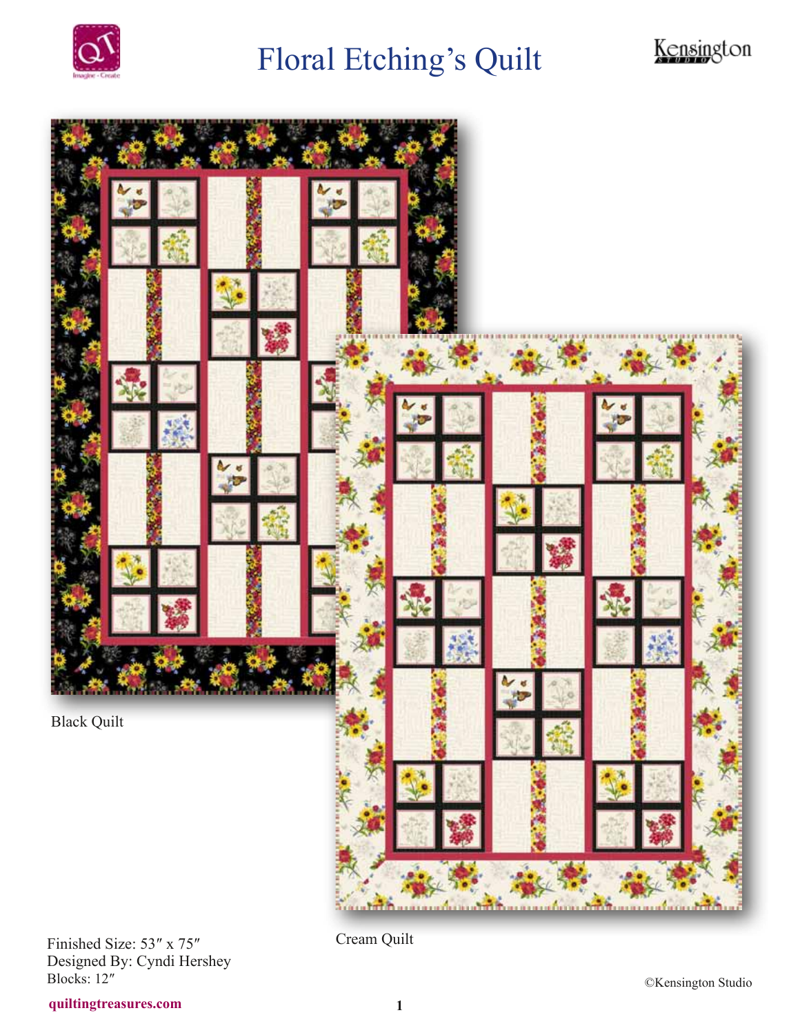# Floral Etching's Quilt

Black Quilt

Cream Quilt

Finished Size: 53″ x 75″
Designed By: Cyndi Hershey
Blocks: 12″

©Kensington Studio

quiltingtreasures.com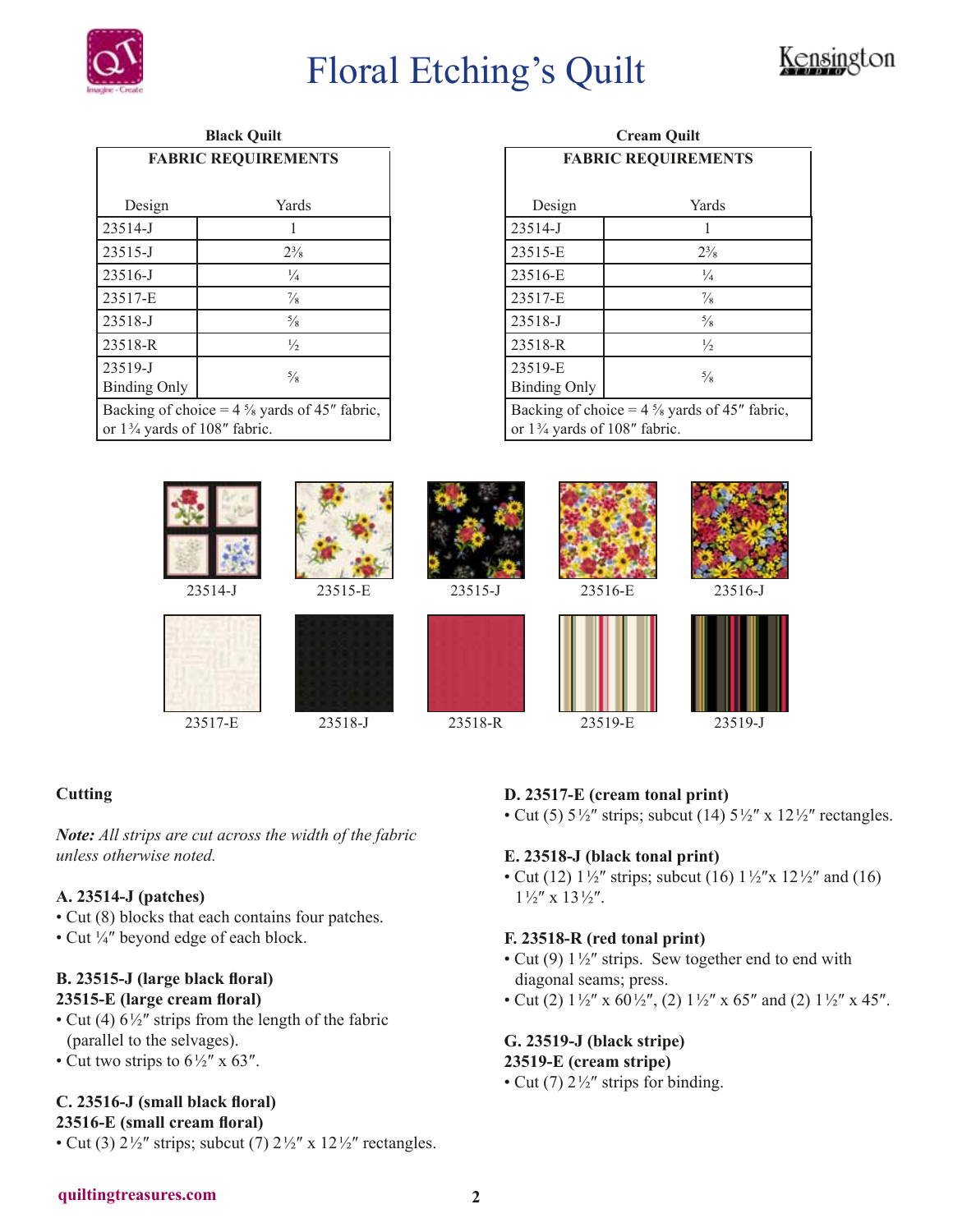# Floral Etching's Quilt

**Black Quilt**

| FABRIC REQUIREMENTS | |
|---|---|
| Design | Yards |
| 23514-J | 1 |
| 23515-J | 2⅜ |
| 23516-J | ¼ |
| 23517-E | ⅞ |
| 23518-J | ⅝ |
| 23518-R | ½ |
| 23519-J Binding Only | ⅝ |
| Backing of choice = 4 ⅝ yards of 45″ fabric, or 1¾ yards of 108″ fabric. | |

**Cream Quilt**

| FABRIC REQUIREMENTS | |
|---|---|
| Design | Yards |
| 23514-J | 1 |
| 23515-E | 2⅜ |
| 23516-E | ¼ |
| 23517-E | ⅞ |
| 23518-J | ⅝ |
| 23518-R | ½ |
| 23519-E Binding Only | ⅝ |
| Backing of choice = 4 ⅝ yards of 45″ fabric, or 1¾ yards of 108″ fabric. | |

23514-J 23515-E 23515-J 23516-E 23516-J

23517-E 23518-J 23518-R 23519-E 23519-J

**Cutting**

***Note:*** *All strips are cut across the width of the fabric unless otherwise noted.*

**A. 23514-J (patches)**
- Cut (8) blocks that each contains four patches.
- Cut ¼″ beyond edge of each block.

**B. 23515-J (large black floral)**
**23515-E (large cream floral)**
- Cut (4) 6½″ strips from the length of the fabric (parallel to the selvages).
- Cut two strips to 6½″ x 63″.

**C. 23516-J (small black floral)**
**23516-E (small cream floral)**
- Cut (3) 2½″ strips; subcut (7) 2½″ x 12½″ rectangles.

**D. 23517-E (cream tonal print)**
- Cut (5) 5½″ strips; subcut (14) 5½″ x 12½″ rectangles.

**E. 23518-J (black tonal print)**
- Cut (12) 1½″ strips; subcut (16) 1½″x 12½″ and (16) 1½″ x 13½″.

**F. 23518-R (red tonal print)**
- Cut (9) 1½″ strips. Sew together end to end with diagonal seams; press.
- Cut (2) 1½″ x 60½″, (2) 1½″ x 65″ and (2) 1½″ x 45″.

**G. 23519-J (black stripe)**
**23519-E (cream stripe)**
- Cut (7) 2½″ strips for binding.

quiltingtreasures.com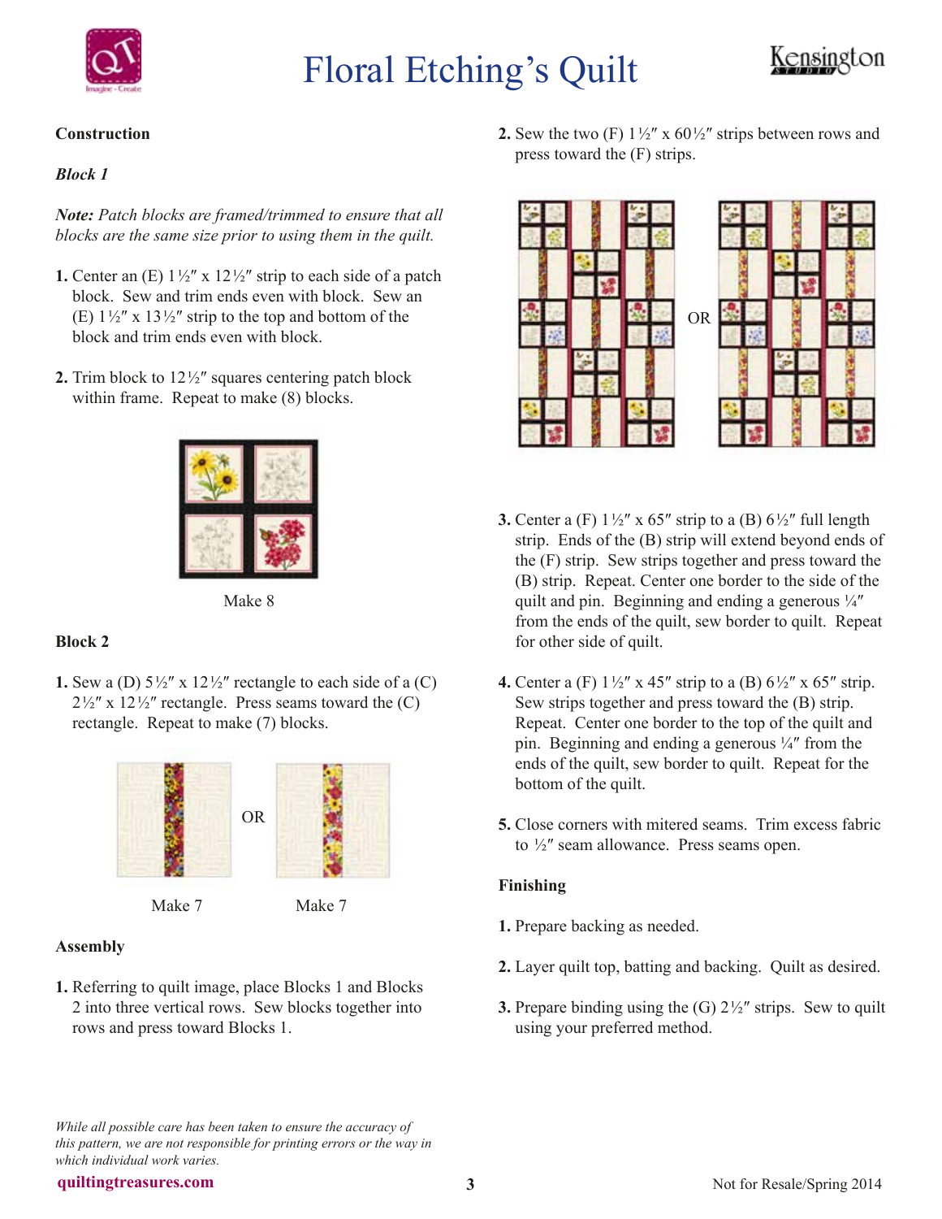# Floral Etching's Quilt

## Construction

### *Block 1*

***Note:*** *Patch blocks are framed/trimmed to ensure that all blocks are the same size prior to using them in the quilt.*

**1.** Center an (E) 1½″ x 12½″ strip to each side of a patch block. Sew and trim ends even with block. Sew an (E) 1½″ x 13½″ strip to the top and bottom of the block and trim ends even with block.

**2.** Trim block to 12½″ squares centering patch block within frame. Repeat to make (8) blocks.

Make 8

### Block 2

**1.** Sew a (D) 5½″ x 12½″ rectangle to each side of a (C) 2½″ x 12½″ rectangle. Press seams toward the (C) rectangle. Repeat to make (7) blocks.

OR

Make 7 Make 7

## Assembly

**1.** Referring to quilt image, place Blocks 1 and Blocks 2 into three vertical rows. Sew blocks together into rows and press toward Blocks 1.

**2.** Sew the two (F) 1½″ x 60½″ strips between rows and press toward the (F) strips.

OR

**3.** Center a (F) 1½″ x 65″ strip to a (B) 6½″ full length strip. Ends of the (B) strip will extend beyond ends of the (F) strip. Sew strips together and press toward the (B) strip. Repeat. Center one border to the side of the quilt and pin. Beginning and ending a generous ¼″ from the ends of the quilt, sew border to quilt. Repeat for other side of quilt.

**4.** Center a (F) 1½″ x 45″ strip to a (B) 6½″ x 65″ strip. Sew strips together and press toward the (B) strip. Repeat. Center one border to the top of the quilt and pin. Beginning and ending a generous ¼″ from the ends of the quilt, sew border to quilt. Repeat for the bottom of the quilt.

**5.** Close corners with mitered seams. Trim excess fabric to ½″ seam allowance. Press seams open.

## Finishing

**1.** Prepare backing as needed.

**2.** Layer quilt top, batting and backing. Quilt as desired.

**3.** Prepare binding using the (G) 2½″ strips. Sew to quilt using your preferred method.

*While all possible care has been taken to ensure the accuracy of this pattern, we are not responsible for printing errors or the way in which individual work varies.*